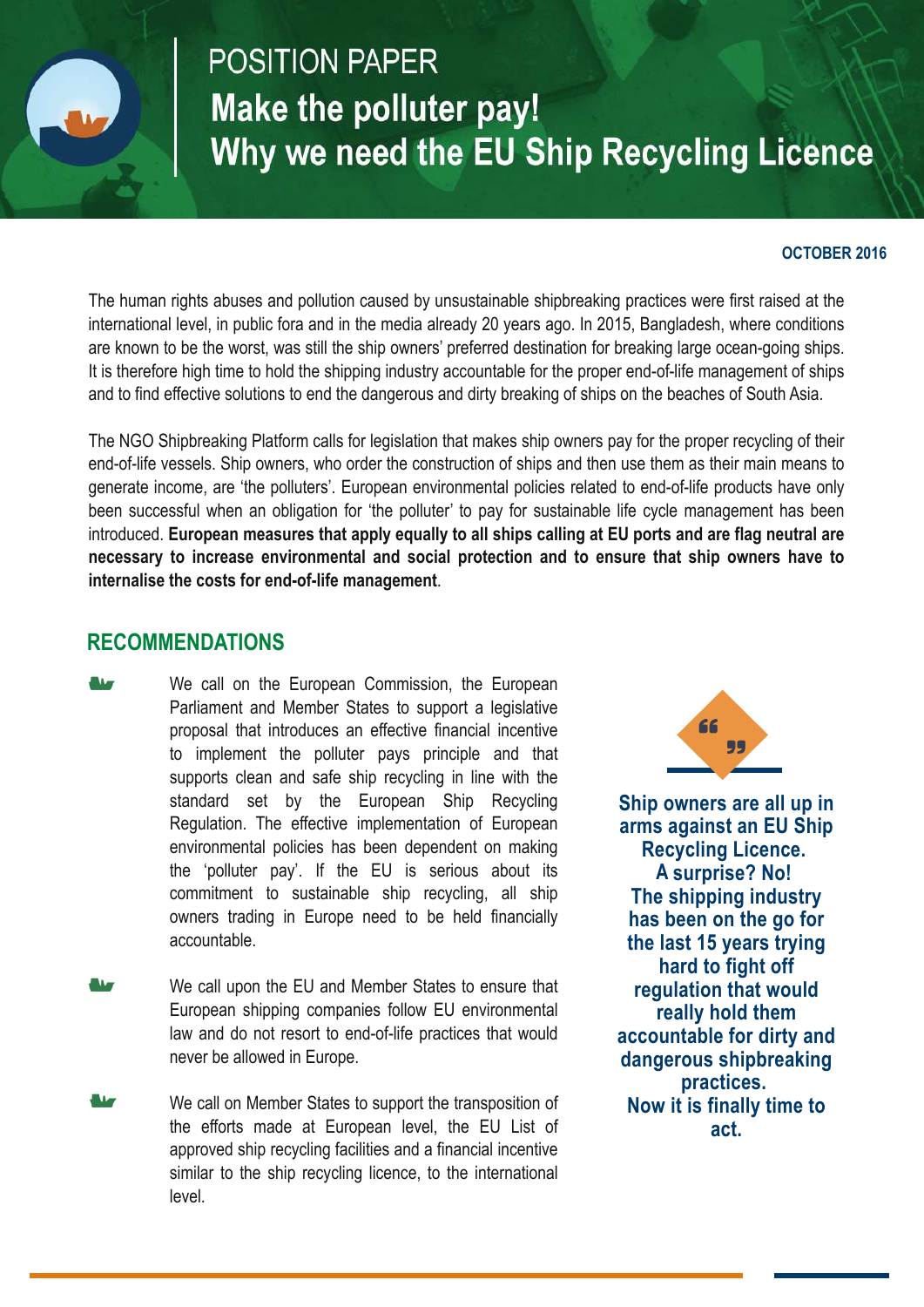POSITION PAPER

# Make the polluter pay! Why we need the EU Ship Recycling Licence

**OCTOBER 2016**

The human rights abuses and pollution caused by unsustainable shipbreaking practices were first raised at the international level, in public fora and in the media already 20 years ago. In 2015, Bangladesh, where conditions are known to be the worst, was still the ship owners' preferred destination for breaking large ocean-going ships. It is therefore high time to hold the shipping industry accountable for the proper end-of-life management of ships and to find effective solutions to end the dangerous and dirty breaking of ships on the beaches of South Asia.

The NGO Shipbreaking Platform calls for legislation that makes ship owners pay for the proper recycling of their end-of-life vessels. Ship owners, who order the construction of ships and then use them as their main means to generate income, are 'the polluters'. European environmental policies related to end-of-life products have only been successful when an obligation for 'the polluter' to pay for sustainable life cycle management has been introduced. **European measures that apply equally to all ships calling at EU ports and are flag neutral are necessary to increase environmental and social protection and to ensure that ship owners have to internalise the costs for end-of-life management**.

## RECOMMENDATIONS

- We call on the European Commission, the European Parliament and Member States to support a legislative proposal that introduces an effective financial incentive to implement the polluter pays principle and that supports clean and safe ship recycling in line with the standard set by the European Ship Recycling Regulation. The effective implementation of European environmental policies has been dependent on making the 'polluter pay'. If the EU is serious about its commitment to sustainable ship recycling, all ship owners trading in Europe need to be held financially accountable.

- We call upon the EU and Member States to ensure that European shipping companies follow EU environmental law and do not resort to end-of-life practices that would never be allowed in Europe.

- We call on Member States to support the transposition of the efforts made at European level, the EU List of approved ship recycling facilities and a financial incentive similar to the ship recycling licence, to the international level.

**Ship owners are all up in arms against an EU Ship Recycling Licence. A surprise? No! The shipping industry has been on the go for the last 15 years trying hard to fight off regulation that would really hold them accountable for dirty and dangerous shipbreaking practices. Now it is finally time to act.**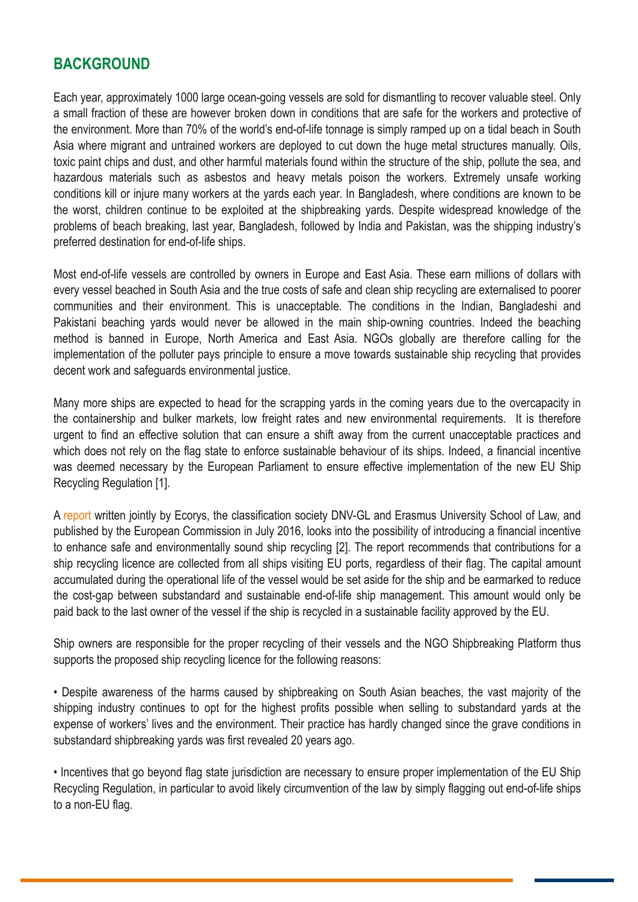## BACKGROUND

Each year, approximately 1000 large ocean-going vessels are sold for dismantling to recover valuable steel. Only a small fraction of these are however broken down in conditions that are safe for the workers and protective of the environment. More than 70% of the world's end-of-life tonnage is simply ramped up on a tidal beach in South Asia where migrant and untrained workers are deployed to cut down the huge metal structures manually. Oils, toxic paint chips and dust, and other harmful materials found within the structure of the ship, pollute the sea, and hazardous materials such as asbestos and heavy metals poison the workers. Extremely unsafe working conditions kill or injure many workers at the yards each year. In Bangladesh, where conditions are known to be the worst, children continue to be exploited at the shipbreaking yards. Despite widespread knowledge of the problems of beach breaking, last year, Bangladesh, followed by India and Pakistan, was the shipping industry's preferred destination for end-of-life ships.

Most end-of-life vessels are controlled by owners in Europe and East Asia. These earn millions of dollars with every vessel beached in South Asia and the true costs of safe and clean ship recycling are externalised to poorer communities and their environment. This is unacceptable. The conditions in the Indian, Bangladeshi and Pakistani beaching yards would never be allowed in the main ship-owning countries. Indeed the beaching method is banned in Europe, North America and East Asia. NGOs globally are therefore calling for the implementation of the polluter pays principle to ensure a move towards sustainable ship recycling that provides decent work and safeguards environmental justice.

Many more ships are expected to head for the scrapping yards in the coming years due to the overcapacity in the containership and bulker markets, low freight rates and new environmental requirements. It is therefore urgent to find an effective solution that can ensure a shift away from the current unacceptable practices and which does not rely on the flag state to enforce sustainable behaviour of its ships. Indeed, a financial incentive was deemed necessary by the European Parliament to ensure effective implementation of the new EU Ship Recycling Regulation [1].

A report written jointly by Ecorys, the classification society DNV-GL and Erasmus University School of Law, and published by the European Commission in July 2016, looks into the possibility of introducing a financial incentive to enhance safe and environmentally sound ship recycling [2]. The report recommends that contributions for a ship recycling licence are collected from all ships visiting EU ports, regardless of their flag. The capital amount accumulated during the operational life of the vessel would be set aside for the ship and be earmarked to reduce the cost-gap between substandard and sustainable end-of-life ship management. This amount would only be paid back to the last owner of the vessel if the ship is recycled in a sustainable facility approved by the EU.

Ship owners are responsible for the proper recycling of their vessels and the NGO Shipbreaking Platform thus supports the proposed ship recycling licence for the following reasons:

- Despite awareness of the harms caused by shipbreaking on South Asian beaches, the vast majority of the shipping industry continues to opt for the highest profits possible when selling to substandard yards at the expense of workers' lives and the environment. Their practice has hardly changed since the grave conditions in substandard shipbreaking yards was first revealed 20 years ago.

- Incentives that go beyond flag state jurisdiction are necessary to ensure proper implementation of the EU Ship Recycling Regulation, in particular to avoid likely circumvention of the law by simply flagging out end-of-life ships to a non-EU flag.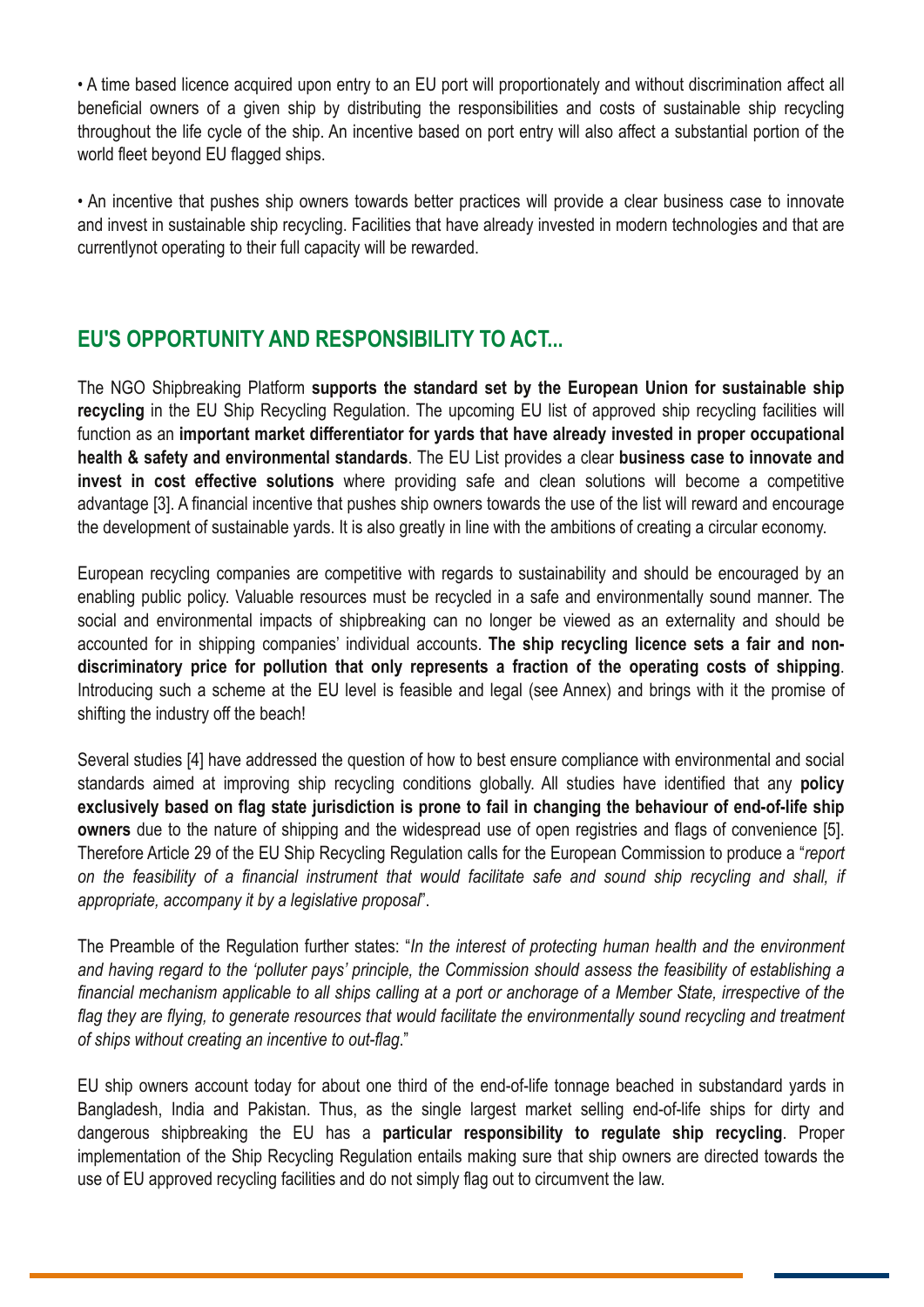• A time based licence acquired upon entry to an EU port will proportionately and without discrimination affect all beneficial owners of a given ship by distributing the responsibilities and costs of sustainable ship recycling throughout the life cycle of the ship. An incentive based on port entry will also affect a substantial portion of the world fleet beyond EU flagged ships.

• An incentive that pushes ship owners towards better practices will provide a clear business case to innovate and invest in sustainable ship recycling. Facilities that have already invested in modern technologies and that are currentlynot operating to their full capacity will be rewarded.

## EU'S OPPORTUNITY AND RESPONSIBILITY TO ACT...

The NGO Shipbreaking Platform **supports the standard set by the European Union for sustainable ship recycling** in the EU Ship Recycling Regulation. The upcoming EU list of approved ship recycling facilities will function as an **important market differentiator for yards that have already invested in proper occupational health & safety and environmental standards**. The EU List provides a clear **business case to innovate and invest in cost effective solutions** where providing safe and clean solutions will become a competitive advantage [3]. A financial incentive that pushes ship owners towards the use of the list will reward and encourage the development of sustainable yards. It is also greatly in line with the ambitions of creating a circular economy.

European recycling companies are competitive with regards to sustainability and should be encouraged by an enabling public policy. Valuable resources must be recycled in a safe and environmentally sound manner. The social and environmental impacts of shipbreaking can no longer be viewed as an externality and should be accounted for in shipping companies' individual accounts. **The ship recycling licence sets a fair and non-discriminatory price for pollution that only represents a fraction of the operating costs of shipping**. Introducing such a scheme at the EU level is feasible and legal (see Annex) and brings with it the promise of shifting the industry off the beach!

Several studies [4] have addressed the question of how to best ensure compliance with environmental and social standards aimed at improving ship recycling conditions globally. All studies have identified that any **policy exclusively based on flag state jurisdiction is prone to fail in changing the behaviour of end-of-life ship owners** due to the nature of shipping and the widespread use of open registries and flags of convenience [5]. Therefore Article 29 of the EU Ship Recycling Regulation calls for the European Commission to produce a "*report on the feasibility of a financial instrument that would facilitate safe and sound ship recycling and shall, if appropriate, accompany it by a legislative proposal*".

The Preamble of the Regulation further states: "*In the interest of protecting human health and the environment and having regard to the 'polluter pays' principle, the Commission should assess the feasibility of establishing a financial mechanism applicable to all ships calling at a port or anchorage of a Member State, irrespective of the flag they are flying, to generate resources that would facilitate the environmentally sound recycling and treatment of ships without creating an incentive to out-flag*."

EU ship owners account today for about one third of the end-of-life tonnage beached in substandard yards in Bangladesh, India and Pakistan. Thus, as the single largest market selling end-of-life ships for dirty and dangerous shipbreaking the EU has a **particular responsibility to regulate ship recycling**. Proper implementation of the Ship Recycling Regulation entails making sure that ship owners are directed towards the use of EU approved recycling facilities and do not simply flag out to circumvent the law.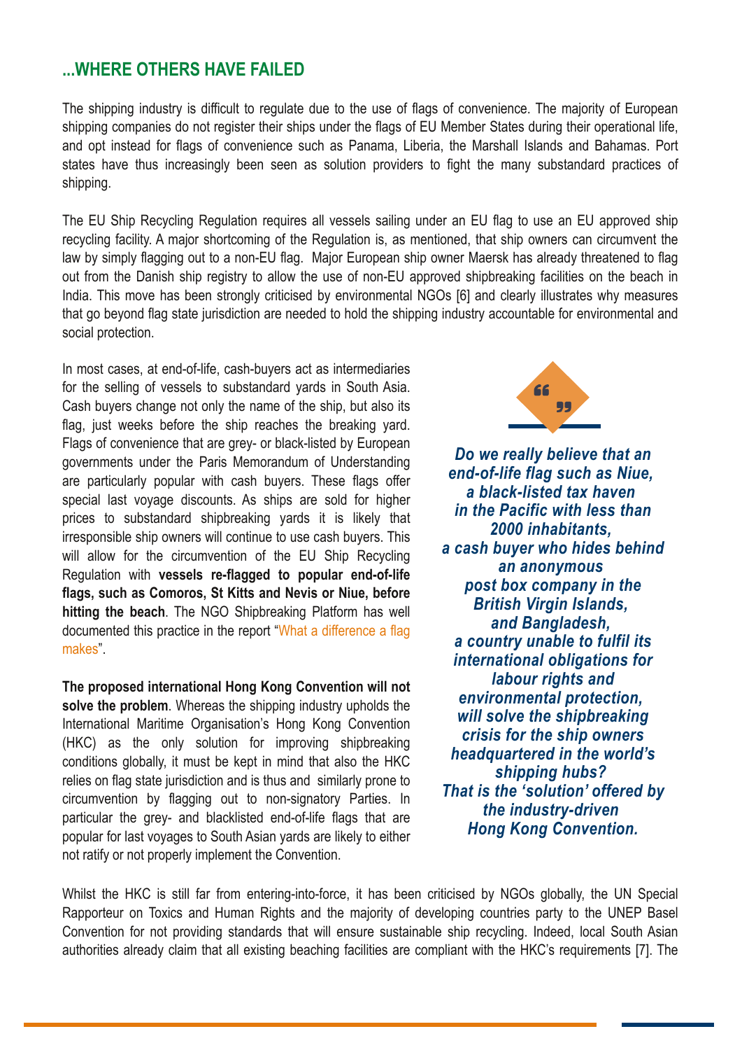## ...WHERE OTHERS HAVE FAILED

The shipping industry is difficult to regulate due to the use of flags of convenience. The majority of European shipping companies do not register their ships under the flags of EU Member States during their operational life, and opt instead for flags of convenience such as Panama, Liberia, the Marshall Islands and Bahamas. Port states have thus increasingly been seen as solution providers to fight the many substandard practices of shipping.

The EU Ship Recycling Regulation requires all vessels sailing under an EU flag to use an EU approved ship recycling facility. A major shortcoming of the Regulation is, as mentioned, that ship owners can circumvent the law by simply flagging out to a non-EU flag. Major European ship owner Maersk has already threatened to flag out from the Danish ship registry to allow the use of non-EU approved shipbreaking facilities on the beach in India. This move has been strongly criticised by environmental NGOs [6] and clearly illustrates why measures that go beyond flag state jurisdiction are needed to hold the shipping industry accountable for environmental and social protection.

In most cases, at end-of-life, cash-buyers act as intermediaries for the selling of vessels to substandard yards in South Asia. Cash buyers change not only the name of the ship, but also its flag, just weeks before the ship reaches the breaking yard. Flags of convenience that are grey- or black-listed by European governments under the Paris Memorandum of Understanding are particularly popular with cash buyers. These flags offer special last voyage discounts. As ships are sold for higher prices to substandard shipbreaking yards it is likely that irresponsible ship owners will continue to use cash buyers. This will allow for the circumvention of the EU Ship Recycling Regulation with **vessels re-flagged to popular end-of-life flags, such as Comoros, St Kitts and Nevis or Niue, before hitting the beach**. The NGO Shipbreaking Platform has well documented this practice in the report "What a difference a flag makes".

**The proposed international Hong Kong Convention will not solve the problem**. Whereas the shipping industry upholds the International Maritime Organisation's Hong Kong Convention (HKC) as the only solution for improving shipbreaking conditions globally, it must be kept in mind that also the HKC relies on flag state jurisdiction and is thus and similarly prone to circumvention by flagging out to non-signatory Parties. In particular the grey- and blacklisted end-of-life flags that are popular for last voyages to South Asian yards are likely to either not ratify or not properly implement the Convention.

> ***Do we really believe that an end-of-life flag such as Niue, a black-listed tax haven in the Pacific with less than 2000 inhabitants, a cash buyer who hides behind an anonymous post box company in the British Virgin Islands, and Bangladesh, a country unable to fulfil its international obligations for labour rights and environmental protection, will solve the shipbreaking crisis for the ship owners headquartered in the world's shipping hubs? That is the 'solution' offered by the industry-driven Hong Kong Convention.***

Whilst the HKC is still far from entering-into-force, it has been criticised by NGOs globally, the UN Special Rapporteur on Toxics and Human Rights and the majority of developing countries party to the UNEP Basel Convention for not providing standards that will ensure sustainable ship recycling. Indeed, local South Asian authorities already claim that all existing beaching facilities are compliant with the HKC's requirements [7]. The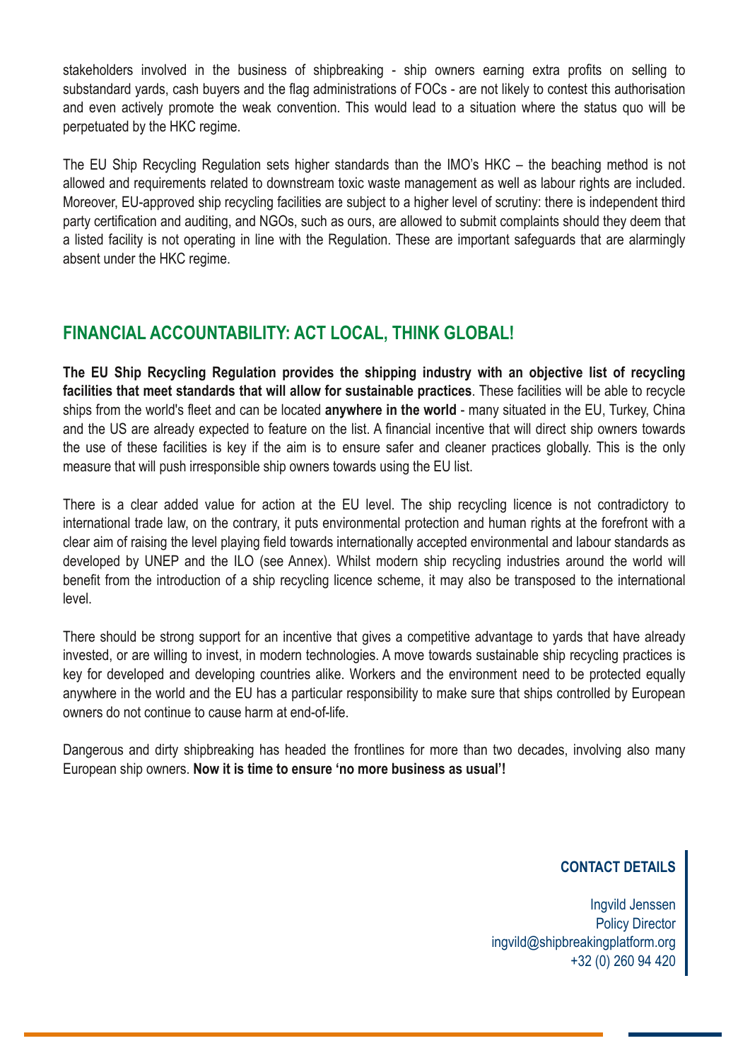stakeholders involved in the business of shipbreaking - ship owners earning extra profits on selling to substandard yards, cash buyers and the flag administrations of FOCs - are not likely to contest this authorisation and even actively promote the weak convention. This would lead to a situation where the status quo will be perpetuated by the HKC regime.

The EU Ship Recycling Regulation sets higher standards than the IMO's HKC – the beaching method is not allowed and requirements related to downstream toxic waste management as well as labour rights are included. Moreover, EU-approved ship recycling facilities are subject to a higher level of scrutiny: there is independent third party certification and auditing, and NGOs, such as ours, are allowed to submit complaints should they deem that a listed facility is not operating in line with the Regulation. These are important safeguards that are alarmingly absent under the HKC regime.

## FINANCIAL ACCOUNTABILITY: ACT LOCAL, THINK GLOBAL!

**The EU Ship Recycling Regulation provides the shipping industry with an objective list of recycling facilities that meet standards that will allow for sustainable practices**. These facilities will be able to recycle ships from the world's fleet and can be located **anywhere in the world** - many situated in the EU, Turkey, China and the US are already expected to feature on the list. A financial incentive that will direct ship owners towards the use of these facilities is key if the aim is to ensure safer and cleaner practices globally. This is the only measure that will push irresponsible ship owners towards using the EU list.

There is a clear added value for action at the EU level. The ship recycling licence is not contradictory to international trade law, on the contrary, it puts environmental protection and human rights at the forefront with a clear aim of raising the level playing field towards internationally accepted environmental and labour standards as developed by UNEP and the ILO (see Annex). Whilst modern ship recycling industries around the world will benefit from the introduction of a ship recycling licence scheme, it may also be transposed to the international level.

There should be strong support for an incentive that gives a competitive advantage to yards that have already invested, or are willing to invest, in modern technologies. A move towards sustainable ship recycling practices is key for developed and developing countries alike. Workers and the environment need to be protected equally anywhere in the world and the EU has a particular responsibility to make sure that ships controlled by European owners do not continue to cause harm at end-of-life.

Dangerous and dirty shipbreaking has headed the frontlines for more than two decades, involving also many European ship owners. **Now it is time to ensure 'no more business as usual'!**

**CONTACT DETAILS**

Ingvild Jenssen
Policy Director
ingvild@shipbreakingplatform.org
+32 (0) 260 94 420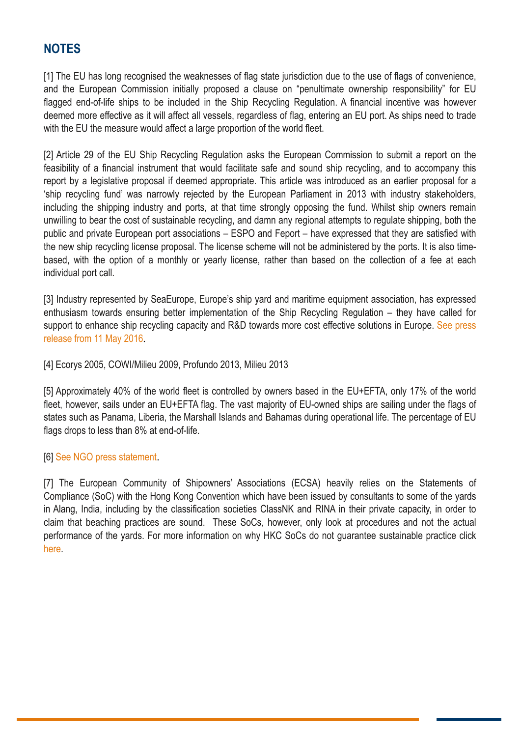## NOTES

[1] The EU has long recognised the weaknesses of flag state jurisdiction due to the use of flags of convenience, and the European Commission initially proposed a clause on "penultimate ownership responsibility" for EU flagged end-of-life ships to be included in the Ship Recycling Regulation. A financial incentive was however deemed more effective as it will affect all vessels, regardless of flag, entering an EU port. As ships need to trade with the EU the measure would affect a large proportion of the world fleet.

[2] Article 29 of the EU Ship Recycling Regulation asks the European Commission to submit a report on the feasibility of a financial instrument that would facilitate safe and sound ship recycling, and to accompany this report by a legislative proposal if deemed appropriate. This article was introduced as an earlier proposal for a 'ship recycling fund' was narrowly rejected by the European Parliament in 2013 with industry stakeholders, including the shipping industry and ports, at that time strongly opposing the fund. Whilst ship owners remain unwilling to bear the cost of sustainable recycling, and damn any regional attempts to regulate shipping, both the public and private European port associations – ESPO and Feport – have expressed that they are satisfied with the new ship recycling license proposal. The license scheme will not be administered by the ports. It is also time-based, with the option of a monthly or yearly license, rather than based on the collection of a fee at each individual port call.

[3] Industry represented by SeaEurope, Europe's ship yard and maritime equipment association, has expressed enthusiasm towards ensuring better implementation of the Ship Recycling Regulation – they have called for support to enhance ship recycling capacity and R&D towards more cost effective solutions in Europe. See press release from 11 May 2016.

[4] Ecorys 2005, COWI/Milieu 2009, Profundo 2013, Milieu 2013

[5] Approximately 40% of the world fleet is controlled by owners based in the EU+EFTA, only 17% of the world fleet, however, sails under an EU+EFTA flag. The vast majority of EU-owned ships are sailing under the flags of states such as Panama, Liberia, the Marshall Islands and Bahamas during operational life. The percentage of EU flags drops to less than 8% at end-of-life.

[6] See NGO press statement.

[7] The European Community of Shipowners' Associations (ECSA) heavily relies on the Statements of Compliance (SoC) with the Hong Kong Convention which have been issued by consultants to some of the yards in Alang, India, including by the classification societies ClassNK and RINA in their private capacity, in order to claim that beaching practices are sound. These SoCs, however, only look at procedures and not the actual performance of the yards. For more information on why HKC SoCs do not guarantee sustainable practice click here.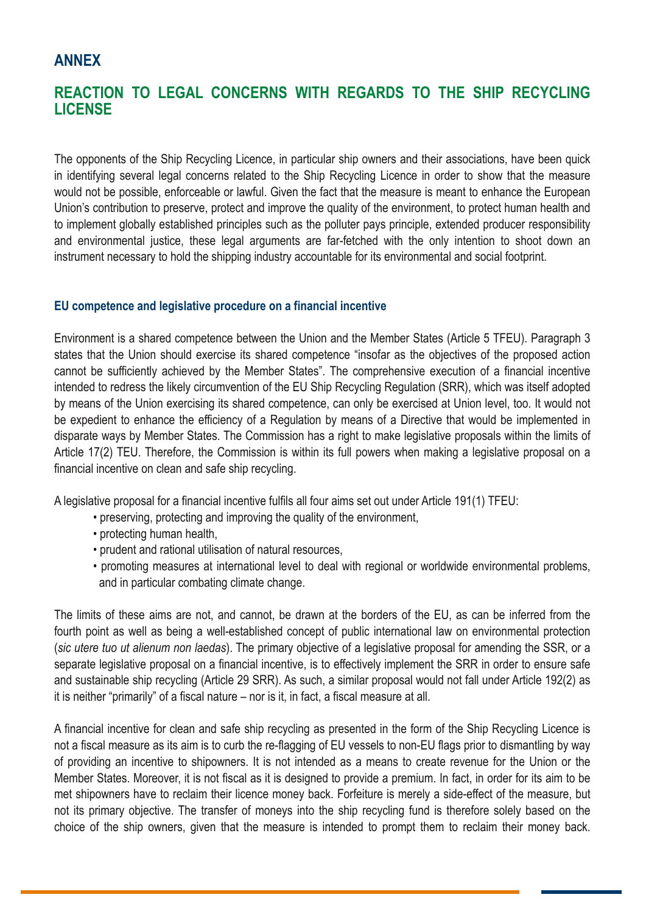# ANNEX

## REACTION TO LEGAL CONCERNS WITH REGARDS TO THE SHIP RECYCLING LICENSE

The opponents of the Ship Recycling Licence, in particular ship owners and their associations, have been quick in identifying several legal concerns related to the Ship Recycling Licence in order to show that the measure would not be possible, enforceable or lawful. Given the fact that the measure is meant to enhance the European Union's contribution to preserve, protect and improve the quality of the environment, to protect human health and to implement globally established principles such as the polluter pays principle, extended producer responsibility and environmental justice, these legal arguments are far-fetched with the only intention to shoot down an instrument necessary to hold the shipping industry accountable for its environmental and social footprint.

### EU competence and legislative procedure on a financial incentive

Environment is a shared competence between the Union and the Member States (Article 5 TFEU). Paragraph 3 states that the Union should exercise its shared competence "insofar as the objectives of the proposed action cannot be sufficiently achieved by the Member States". The comprehensive execution of a financial incentive intended to redress the likely circumvention of the EU Ship Recycling Regulation (SRR), which was itself adopted by means of the Union exercising its shared competence, can only be exercised at Union level, too. It would not be expedient to enhance the efficiency of a Regulation by means of a Directive that would be implemented in disparate ways by Member States. The Commission has a right to make legislative proposals within the limits of Article 17(2) TEU. Therefore, the Commission is within its full powers when making a legislative proposal on a financial incentive on clean and safe ship recycling.

A legislative proposal for a financial incentive fulfils all four aims set out under Article 191(1) TFEU:

- preserving, protecting and improving the quality of the environment,
- protecting human health,
- prudent and rational utilisation of natural resources,
- promoting measures at international level to deal with regional or worldwide environmental problems, and in particular combating climate change.

The limits of these aims are not, and cannot, be drawn at the borders of the EU, as can be inferred from the fourth point as well as being a well-established concept of public international law on environmental protection (*sic utere tuo ut alienum non laedas*). The primary objective of a legislative proposal for amending the SSR, or a separate legislative proposal on a financial incentive, is to effectively implement the SRR in order to ensure safe and sustainable ship recycling (Article 29 SRR). As such, a similar proposal would not fall under Article 192(2) as it is neither "primarily" of a fiscal nature – nor is it, in fact, a fiscal measure at all.

A financial incentive for clean and safe ship recycling as presented in the form of the Ship Recycling Licence is not a fiscal measure as its aim is to curb the re-flagging of EU vessels to non-EU flags prior to dismantling by way of providing an incentive to shipowners. It is not intended as a means to create revenue for the Union or the Member States. Moreover, it is not fiscal as it is designed to provide a premium. In fact, in order for its aim to be met shipowners have to reclaim their licence money back. Forfeiture is merely a side-effect of the measure, but not its primary objective. The transfer of moneys into the ship recycling fund is therefore solely based on the choice of the ship owners, given that the measure is intended to prompt them to reclaim their money back.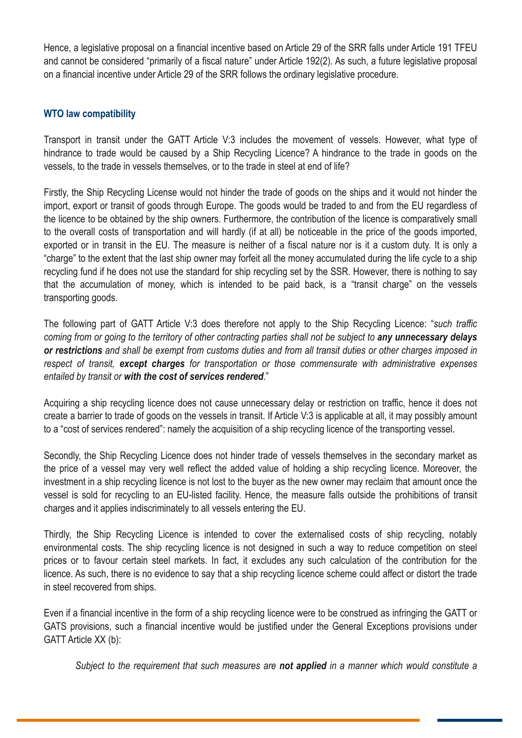Hence, a legislative proposal on a financial incentive based on Article 29 of the SRR falls under Article 191 TFEU and cannot be considered "primarily of a fiscal nature" under Article 192(2). As such, a future legislative proposal on a financial incentive under Article 29 of the SRR follows the ordinary legislative procedure.

### WTO law compatibility

Transport in transit under the GATT Article V:3 includes the movement of vessels. However, what type of hindrance to trade would be caused by a Ship Recycling Licence? A hindrance to the trade in goods on the vessels, to the trade in vessels themselves, or to the trade in steel at end of life?

Firstly, the Ship Recycling License would not hinder the trade of goods on the ships and it would not hinder the import, export or transit of goods through Europe. The goods would be traded to and from the EU regardless of the licence to be obtained by the ship owners. Furthermore, the contribution of the licence is comparatively small to the overall costs of transportation and will hardly (if at all) be noticeable in the price of the goods imported, exported or in transit in the EU. The measure is neither of a fiscal nature nor is it a custom duty. It is only a "charge" to the extent that the last ship owner may forfeit all the money accumulated during the life cycle to a ship recycling fund if he does not use the standard for ship recycling set by the SSR. However, there is nothing to say that the accumulation of money, which is intended to be paid back, is a "transit charge" on the vessels transporting goods.

The following part of GATT Article V:3 does therefore not apply to the Ship Recycling Licence: "*such traffic coming from or going to the territory of other contracting parties shall not be subject to **any unnecessary delays or restrictions** and shall be exempt from customs duties and from all transit duties or other charges imposed in respect of transit, **except charges** for transportation or those commensurate with administrative expenses entailed by transit or **with the cost of services rendered**.*"

Acquiring a ship recycling licence does not cause unnecessary delay or restriction on traffic, hence it does not create a barrier to trade of goods on the vessels in transit. If Article V:3 is applicable at all, it may possibly amount to a "cost of services rendered": namely the acquisition of a ship recycling licence of the transporting vessel.

Secondly, the Ship Recycling Licence does not hinder trade of vessels themselves in the secondary market as the price of a vessel may very well reflect the added value of holding a ship recycling licence. Moreover, the investment in a ship recycling licence is not lost to the buyer as the new owner may reclaim that amount once the vessel is sold for recycling to an EU-listed facility. Hence, the measure falls outside the prohibitions of transit charges and it applies indiscriminately to all vessels entering the EU.

Thirdly, the Ship Recycling Licence is intended to cover the externalised costs of ship recycling, notably environmental costs. The ship recycling licence is not designed in such a way to reduce competition on steel prices or to favour certain steel markets. In fact, it excludes any such calculation of the contribution for the licence. As such, there is no evidence to say that a ship recycling licence scheme could affect or distort the trade in steel recovered from ships.

Even if a financial incentive in the form of a ship recycling licence were to be construed as infringing the GATT or GATS provisions, such a financial incentive would be justified under the General Exceptions provisions under GATT Article XX (b):

> *Subject to the requirement that such measures are **not applied** in a manner which would constitute a*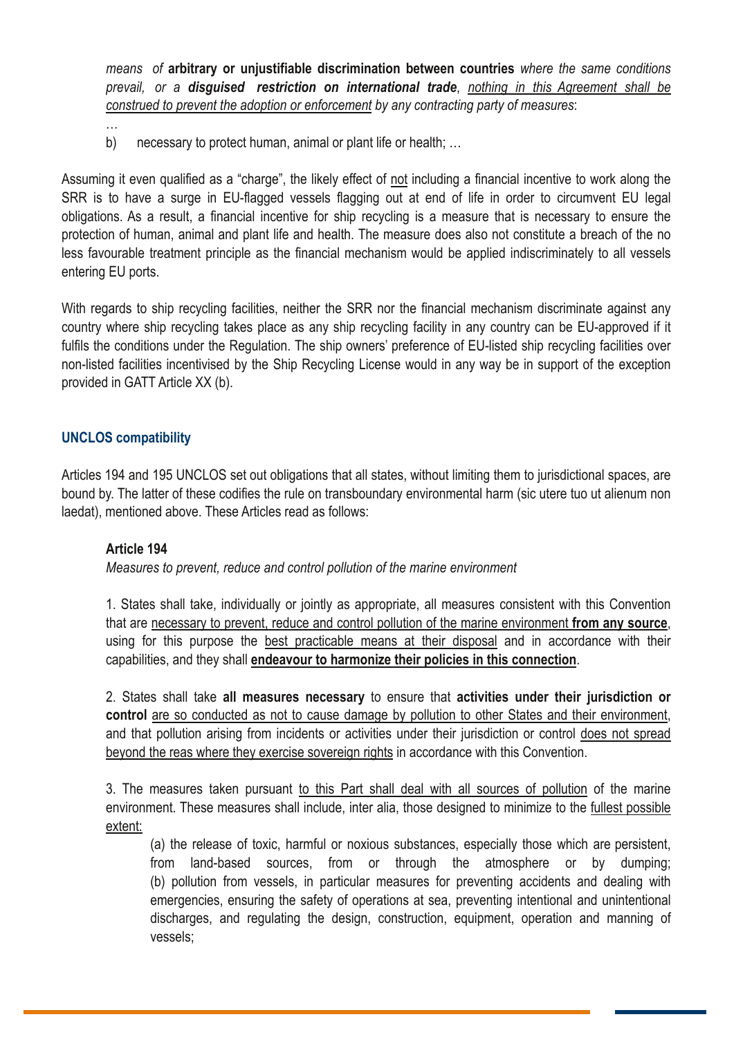> *means of* **arbitrary or unjustifiable discrimination between countries** *where the same conditions prevail, or a* ***disguised restriction on international trade****, <u>nothing in this Agreement shall be construed to prevent the adoption or enforcement</u> by any contracting party of measures*:
>
> …
>
> b) necessary to protect human, animal or plant life or health; …

Assuming it even qualified as a "charge", the likely effect of <u>not</u> including a financial incentive to work along the SRR is to have a surge in EU-flagged vessels flagging out at end of life in order to circumvent EU legal obligations. As a result, a financial incentive for ship recycling is a measure that is necessary to ensure the protection of human, animal and plant life and health. The measure does also not constitute a breach of the no less favourable treatment principle as the financial mechanism would be applied indiscriminately to all vessels entering EU ports.

With regards to ship recycling facilities, neither the SRR nor the financial mechanism discriminate against any country where ship recycling takes place as any ship recycling facility in any country can be EU-approved if it fulfils the conditions under the Regulation. The ship owners' preference of EU-listed ship recycling facilities over non-listed facilities incentivised by the Ship Recycling License would in any way be in support of the exception provided in GATT Article XX (b).

### UNCLOS compatibility

Articles 194 and 195 UNCLOS set out obligations that all states, without limiting them to jurisdictional spaces, are bound by. The latter of these codifies the rule on transboundary environmental harm (sic utere tuo ut alienum non laedat), mentioned above. These Articles read as follows:

> **Article 194**
>
> *Measures to prevent, reduce and control pollution of the marine environment*
>
> 1. States shall take, individually or jointly as appropriate, all measures consistent with this Convention that are <u>necessary to prevent, reduce and control pollution of the marine environment **from any source**</u>, using for this purpose the <u>best practicable means at their disposal</u> and in accordance with their capabilities, and they shall **<u>endeavour to harmonize their policies in this connection</u>**.
>
> 2. States shall take **all measures necessary** to ensure that **activities under their jurisdiction or control** <u>are so conducted as not to cause damage by pollution to other States and their environment</u>, and that pollution arising from incidents or activities under their jurisdiction or control <u>does not spread beyond the reas where they exercise sovereign rights</u> in accordance with this Convention.
>
> 3. The measures taken pursuant <u>to this Part shall deal with all sources of pollution</u> of the marine environment. These measures shall include, inter alia, those designed to minimize to the <u>fullest possible extent:</u>
>
> (a) the release of toxic, harmful or noxious substances, especially those which are persistent, from land-based sources, from or through the atmosphere or by dumping;
> (b) pollution from vessels, in particular measures for preventing accidents and dealing with emergencies, ensuring the safety of operations at sea, preventing intentional and unintentional discharges, and regulating the design, construction, equipment, operation and manning of vessels;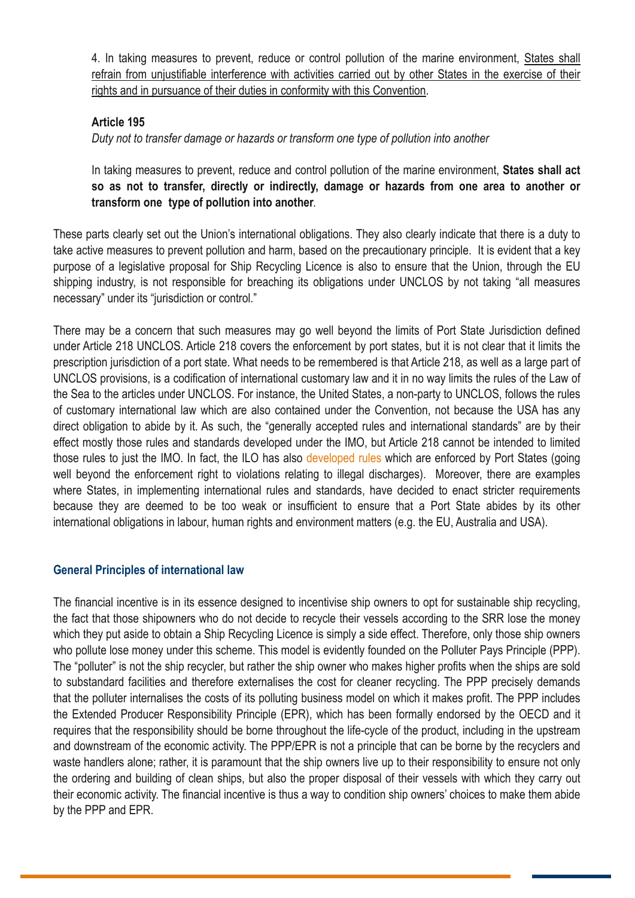4. In taking measures to prevent, reduce or control pollution of the marine environment, <u>States shall refrain from unjustifiable interference with activities carried out by other States in the exercise of their rights and in pursuance of their duties in conformity with this Convention</u>.

**Article 195**

*Duty not to transfer damage or hazards or transform one type of pollution into another*

In taking measures to prevent, reduce and control pollution of the marine environment, **States shall act so as not to transfer, directly or indirectly, damage or hazards from one area to another or transform one type of pollution into another**.

These parts clearly set out the Union's international obligations. They also clearly indicate that there is a duty to take active measures to prevent pollution and harm, based on the precautionary principle. It is evident that a key purpose of a legislative proposal for Ship Recycling Licence is also to ensure that the Union, through the EU shipping industry, is not responsible for breaching its obligations under UNCLOS by not taking "all measures necessary" under its "jurisdiction or control."

There may be a concern that such measures may go well beyond the limits of Port State Jurisdiction defined under Article 218 UNCLOS. Article 218 covers the enforcement by port states, but it is not clear that it limits the prescription jurisdiction of a port state. What needs to be remembered is that Article 218, as well as a large part of UNCLOS provisions, is a codification of international customary law and it in no way limits the rules of the Law of the Sea to the articles under UNCLOS. For instance, the United States, a non-party to UNCLOS, follows the rules of customary international law which are also contained under the Convention, not because the USA has any direct obligation to abide by it. As such, the "generally accepted rules and international standards" are by their effect mostly those rules and standards developed under the IMO, but Article 218 cannot be intended to limited those rules to just the IMO. In fact, the ILO has also developed rules which are enforced by Port States (going well beyond the enforcement right to violations relating to illegal discharges). Moreover, there are examples where States, in implementing international rules and standards, have decided to enact stricter requirements because they are deemed to be too weak or insufficient to ensure that a Port State abides by its other international obligations in labour, human rights and environment matters (e.g. the EU, Australia and USA).

## General Principles of international law

The financial incentive is in its essence designed to incentivise ship owners to opt for sustainable ship recycling, the fact that those shipowners who do not decide to recycle their vessels according to the SRR lose the money which they put aside to obtain a Ship Recycling Licence is simply a side effect. Therefore, only those ship owners who pollute lose money under this scheme. This model is evidently founded on the Polluter Pays Principle (PPP). The "polluter" is not the ship recycler, but rather the ship owner who makes higher profits when the ships are sold to substandard facilities and therefore externalises the cost for cleaner recycling. The PPP precisely demands that the polluter internalises the costs of its polluting business model on which it makes profit. The PPP includes the Extended Producer Responsibility Principle (EPR), which has been formally endorsed by the OECD and it requires that the responsibility should be borne throughout the life-cycle of the product, including in the upstream and downstream of the economic activity. The PPP/EPR is not a principle that can be borne by the recyclers and waste handlers alone; rather, it is paramount that the ship owners live up to their responsibility to ensure not only the ordering and building of clean ships, but also the proper disposal of their vessels with which they carry out their economic activity. The financial incentive is thus a way to condition ship owners' choices to make them abide by the PPP and EPR.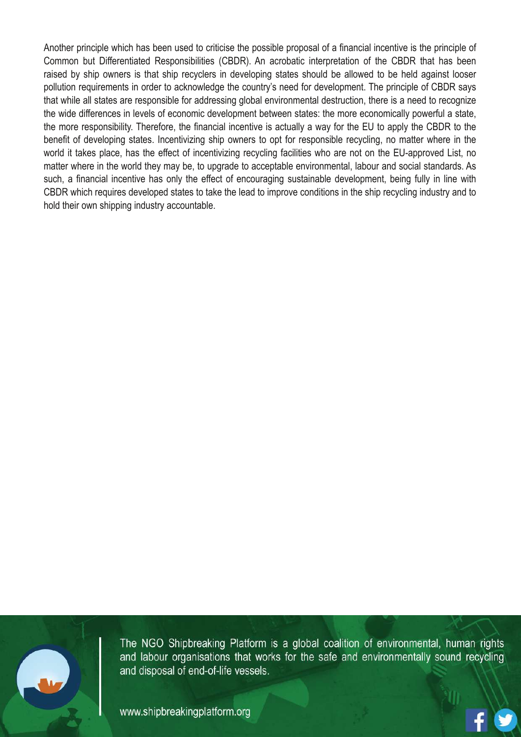Another principle which has been used to criticise the possible proposal of a financial incentive is the principle of Common but Differentiated Responsibilities (CBDR). An acrobatic interpretation of the CBDR that has been raised by ship owners is that ship recyclers in developing states should be allowed to be held against looser pollution requirements in order to acknowledge the country's need for development. The principle of CBDR says that while all states are responsible for addressing global environmental destruction, there is a need to recognize the wide differences in levels of economic development between states: the more economically powerful a state, the more responsibility. Therefore, the financial incentive is actually a way for the EU to apply the CBDR to the benefit of developing states. Incentivizing ship owners to opt for responsible recycling, no matter where in the world it takes place, has the effect of incentivizing recycling facilities who are not on the EU-approved List, no matter where in the world they may be, to upgrade to acceptable environmental, labour and social standards. As such, a financial incentive has only the effect of encouraging sustainable development, being fully in line with CBDR which requires developed states to take the lead to improve conditions in the ship recycling industry and to hold their own shipping industry accountable.

The NGO Shipbreaking Platform is a global coalition of environmental, human rights and labour organisations that works for the safe and environmentally sound recycling and disposal of end-of-life vessels.

www.shipbreakingplatform.org